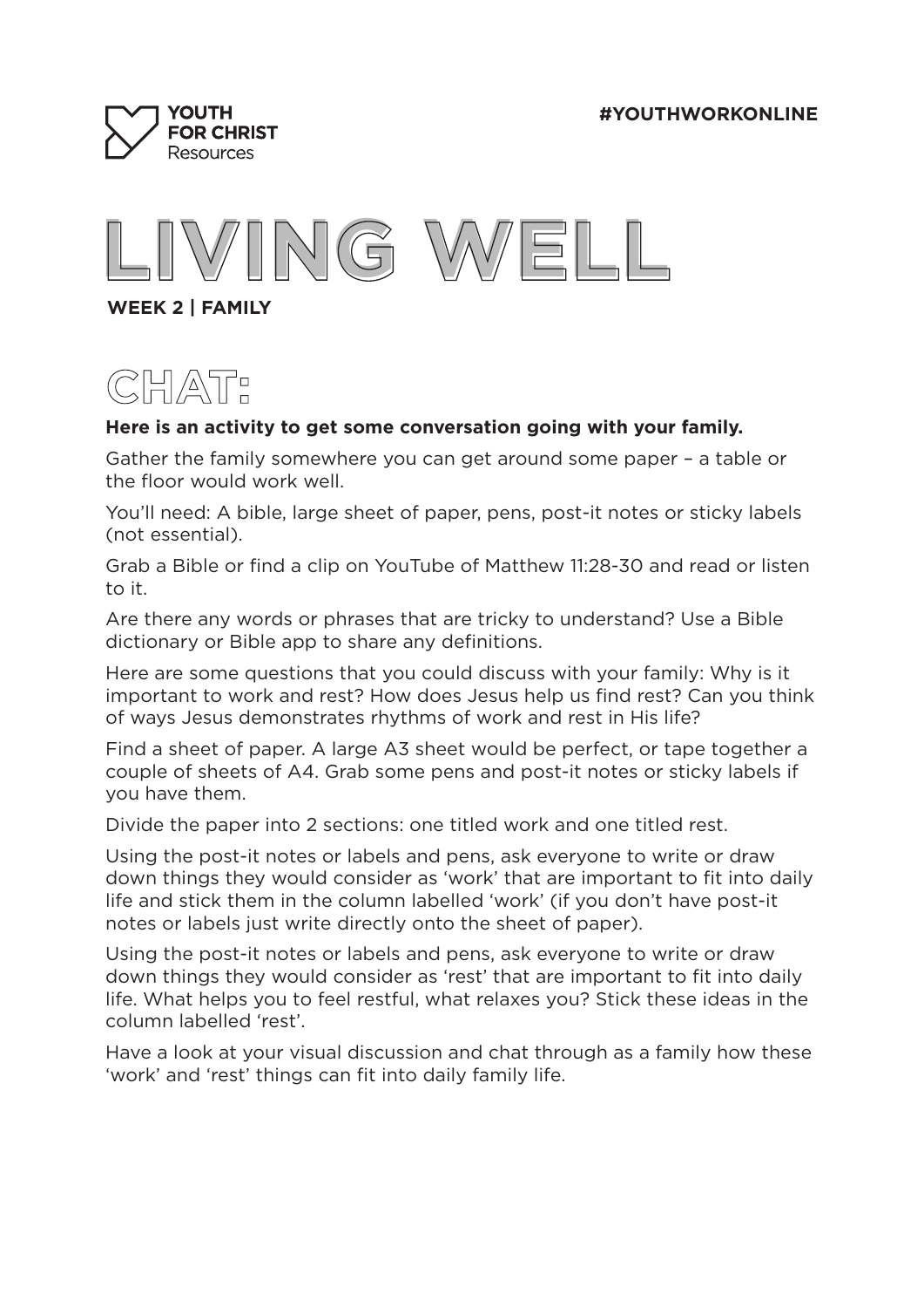YOUTH FOR CHRIST Resources

#YOUTHWORKONLINE

# LIVING WELL

**WEEK 2 | FAMILY**

## CHAT:

**Here is an activity to get some conversation going with your family.**

Gather the family somewhere you can get around some paper – a table or the floor would work well.

You'll need: A bible, large sheet of paper, pens, post-it notes or sticky labels (not essential).

Grab a Bible or find a clip on YouTube of Matthew 11:28-30 and read or listen to it.

Are there any words or phrases that are tricky to understand? Use a Bible dictionary or Bible app to share any definitions.

Here are some questions that you could discuss with your family: Why is it important to work and rest? How does Jesus help us find rest? Can you think of ways Jesus demonstrates rhythms of work and rest in His life?

Find a sheet of paper. A large A3 sheet would be perfect, or tape together a couple of sheets of A4. Grab some pens and post-it notes or sticky labels if you have them.

Divide the paper into 2 sections: one titled work and one titled rest.

Using the post-it notes or labels and pens, ask everyone to write or draw down things they would consider as 'work' that are important to fit into daily life and stick them in the column labelled 'work' (if you don't have post-it notes or labels just write directly onto the sheet of paper).

Using the post-it notes or labels and pens, ask everyone to write or draw down things they would consider as 'rest' that are important to fit into daily life. What helps you to feel restful, what relaxes you? Stick these ideas in the column labelled 'rest'.

Have a look at your visual discussion and chat through as a family how these 'work' and 'rest' things can fit into daily family life.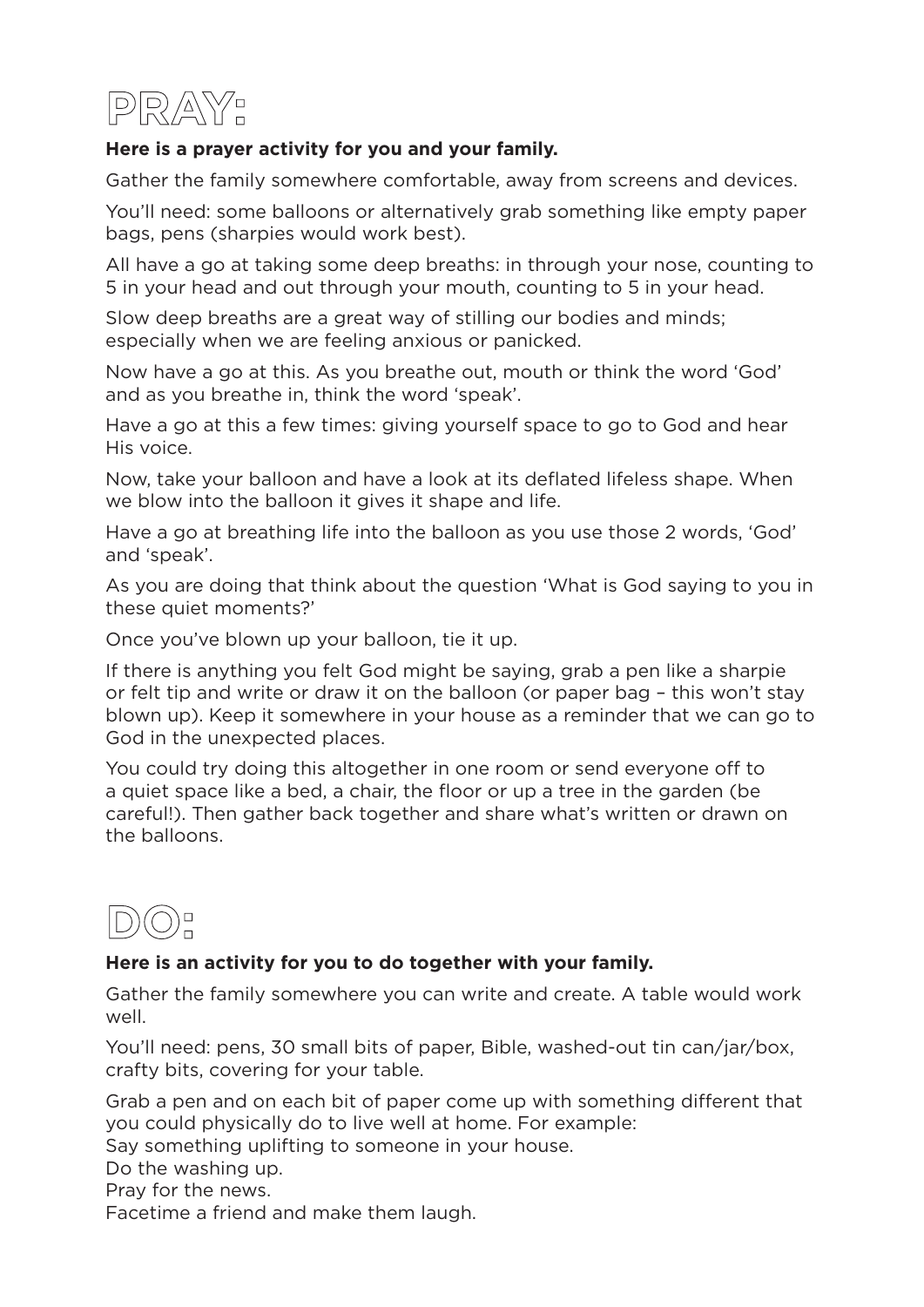# PRAY:

**Here is a prayer activity for you and your family.**

Gather the family somewhere comfortable, away from screens and devices.

You'll need: some balloons or alternatively grab something like empty paper bags, pens (sharpies would work best).

All have a go at taking some deep breaths: in through your nose, counting to 5 in your head and out through your mouth, counting to 5 in your head.

Slow deep breaths are a great way of stilling our bodies and minds; especially when we are feeling anxious or panicked.

Now have a go at this. As you breathe out, mouth or think the word 'God' and as you breathe in, think the word 'speak'.

Have a go at this a few times: giving yourself space to go to God and hear His voice.

Now, take your balloon and have a look at its deflated lifeless shape. When we blow into the balloon it gives it shape and life.

Have a go at breathing life into the balloon as you use those 2 words, 'God' and 'speak'.

As you are doing that think about the question 'What is God saying to you in these quiet moments?'

Once you've blown up your balloon, tie it up.

If there is anything you felt God might be saying, grab a pen like a sharpie or felt tip and write or draw it on the balloon (or paper bag – this won't stay blown up). Keep it somewhere in your house as a reminder that we can go to God in the unexpected places.

You could try doing this altogether in one room or send everyone off to a quiet space like a bed, a chair, the floor or up a tree in the garden (be careful!). Then gather back together and share what's written or drawn on the balloons.

# DO:

**Here is an activity for you to do together with your family.**

Gather the family somewhere you can write and create. A table would work well.

You'll need: pens, 30 small bits of paper, Bible, washed-out tin can/jar/box, crafty bits, covering for your table.

Grab a pen and on each bit of paper come up with something different that you could physically do to live well at home. For example:
Say something uplifting to someone in your house.
Do the washing up.
Pray for the news.
Facetime a friend and make them laugh.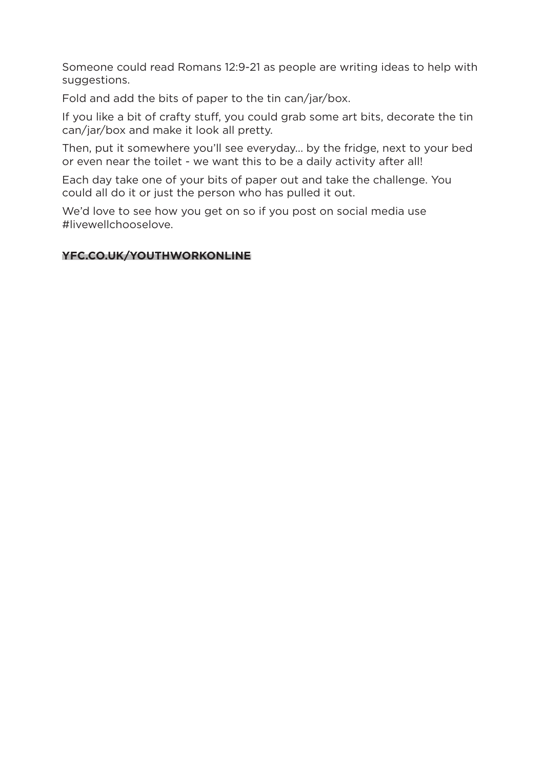Someone could read Romans 12:9-21 as people are writing ideas to help with suggestions.

Fold and add the bits of paper to the tin can/jar/box.

If you like a bit of crafty stuff, you could grab some art bits, decorate the tin can/jar/box and make it look all pretty.

Then, put it somewhere you'll see everyday... by the fridge, next to your bed or even near the toilet - we want this to be a daily activity after all!

Each day take one of your bits of paper out and take the challenge. You could all do it or just the person who has pulled it out.

We'd love to see how you get on so if you post on social media use #livewellchooselove.

**YFC.CO.UK/YOUTHWORKONLINE**